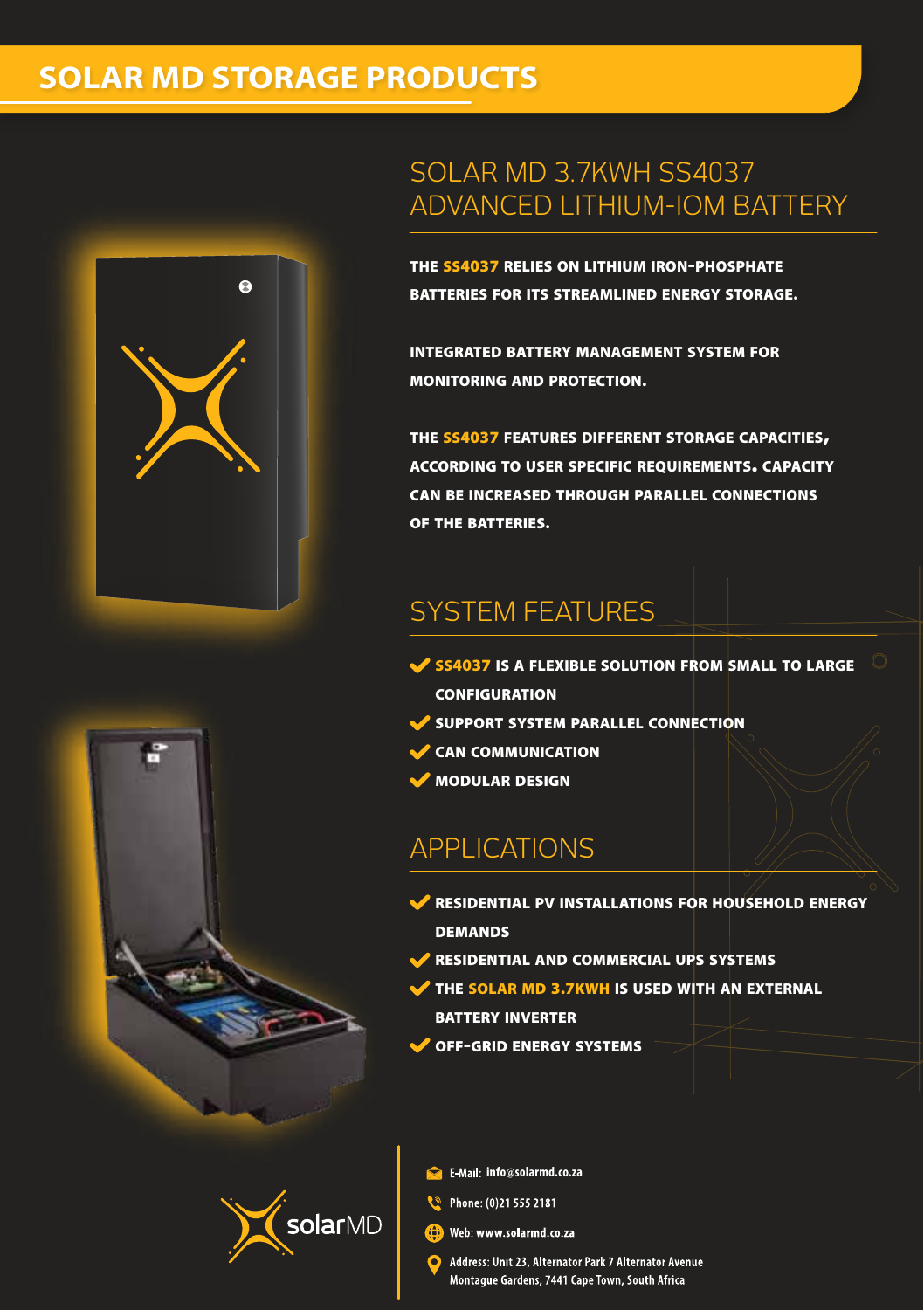# SOLAR MD STORAGE PRODUCTS

## SOLAR MD 3.7KWH SS4037 ADVANCED LITHIUM-IOM BATTERY

**THE SS4037 RELIES ON LITHIUM IRON-PHOSPHATE BATTERIES FOR ITS STREAMLINED ENERGY STORAGE.**

**INTEGRATED BATTERY MANAGEMENT SYSTEM FOR MONITORING AND PROTECTION.**

**THE SS4037 FEATURES DIFFERENT STORAGE CAPACITIES, ACCORDING TO USER SPECIFIC REQUIREMENTS. CAPACITY CAN BE INCREASED THROUGH PARALLEL CONNECTIONS OF THE BATTERIES.**

## SYSTEM FEATURES

- **SS4037 IS A FLEXIBLE SOLUTION FROM SMALL TO LARGE CONFIGURATION**
- **SUPPORT SYSTEM PARALLEL CONNECTION**
- **CAN COMMUNICATION**
- **MODULAR DESIGN**

## APPLICATIONS

- **RESIDENTIAL PV INSTALLATIONS FOR HOUSEHOLD ENERGY DEMANDS**
- **RESIDENTIAL AND COMMERCIAL UPS SYSTEMS**
- **THE SOLAR MD 3.7KWH IS USED WITH AN EXTERNAL BATTERY INVERTER**
- **OFF-GRID ENERGY SYSTEMS**

solarMD

E-Mail: info@solarmd.co.za

Phone: (0)21 555 2181

Web: www.solarmd.co.za

Address: Unit 23, Alternator Park 7 Alternator Avenue Montague Gardens, 7441 Cape Town, South Africa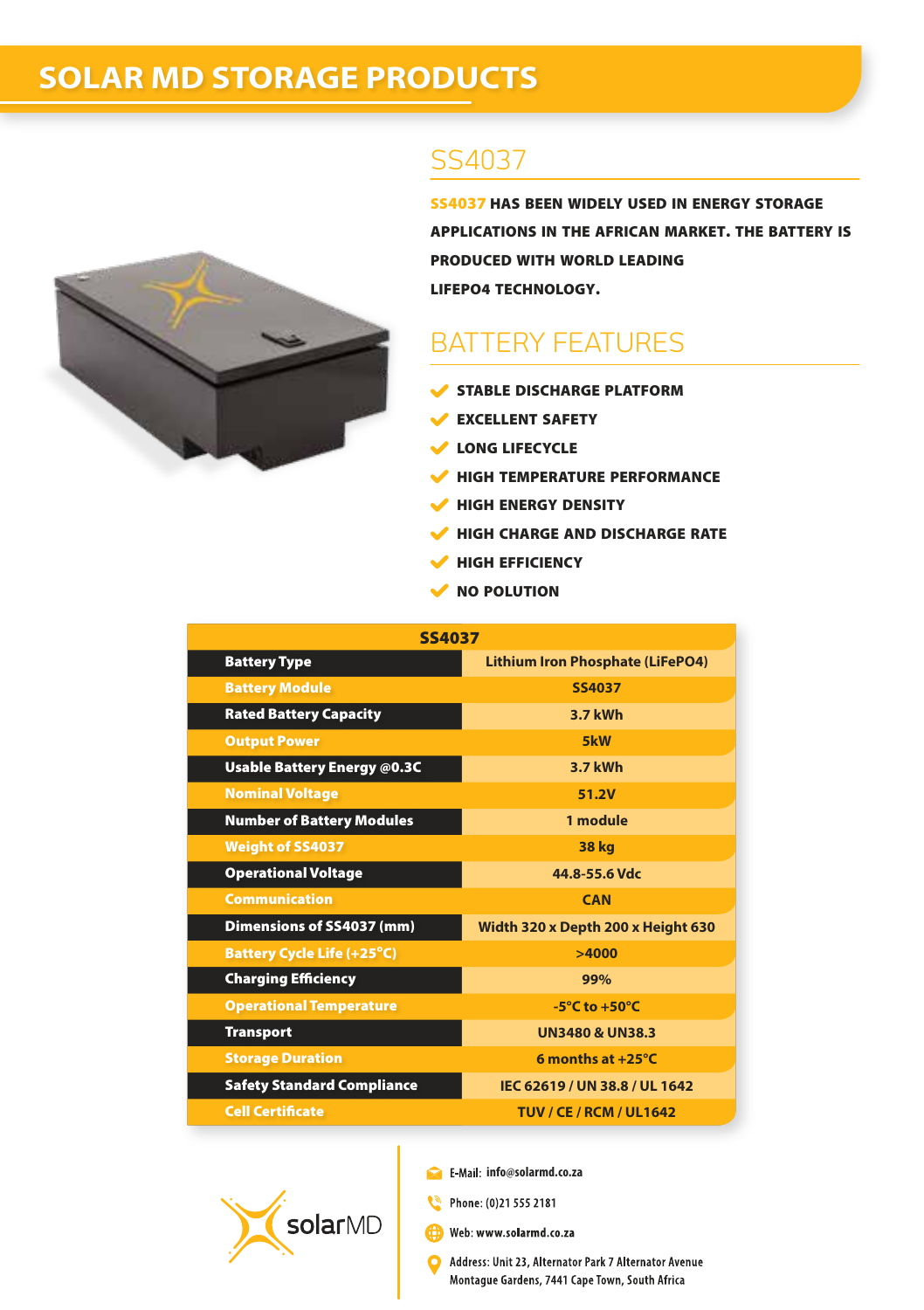# SOLAR MD STORAGE PRODUCTS

## SS4037

**SS4037 HAS BEEN WIDELY USED IN ENERGY STORAGE APPLICATIONS IN THE AFRICAN MARKET. THE BATTERY IS PRODUCED WITH WORLD LEADING LIFEPO4 TECHNOLOGY.**

## BATTERY FEATURES

- STABLE DISCHARGE PLATFORM
- EXCELLENT SAFETY
- LONG LIFECYCLE
- HIGH TEMPERATURE PERFORMANCE
- HIGH ENERGY DENSITY
- HIGH CHARGE AND DISCHARGE RATE
- HIGH EFFICIENCY
- NO POLUTION

| SS4037 | |
|---|---|
| Battery Type | Lithium Iron Phosphate (LiFePO4) |
| Battery Module | SS4037 |
| Rated Battery Capacity | 3.7 kWh |
| Output Power | 5kW |
| Usable Battery Energy @0.3C | 3.7 kWh |
| Nominal Voltage | 51.2V |
| Number of Battery Modules | 1 module |
| Weight of SS4037 | 38 kg |
| Operational Voltage | 44.8-55.6 Vdc |
| Communication | CAN |
| Dimensions of SS4037 (mm) | Width 320 x Depth 200 x Height 630 |
| Battery Cycle Life (+25°C) | >4000 |
| Charging Efficiency | 99% |
| Operational Temperature | -5°C to +50°C |
| Transport | UN3480 & UN38.3 |
| Storage Duration | 6 months at +25°C |
| Safety Standard Compliance | IEC 62619 / UN 38.8 / UL 1642 |
| Cell Certificate | TUV / CE / RCM / UL1642 |

solarMD

E-Mail: info@solarmd.co.za

Phone: (0)21 555 2181

Web: www.solarmd.co.za

Address: Unit 23, Alternator Park 7 Alternator Avenue Montague Gardens, 7441 Cape Town, South Africa